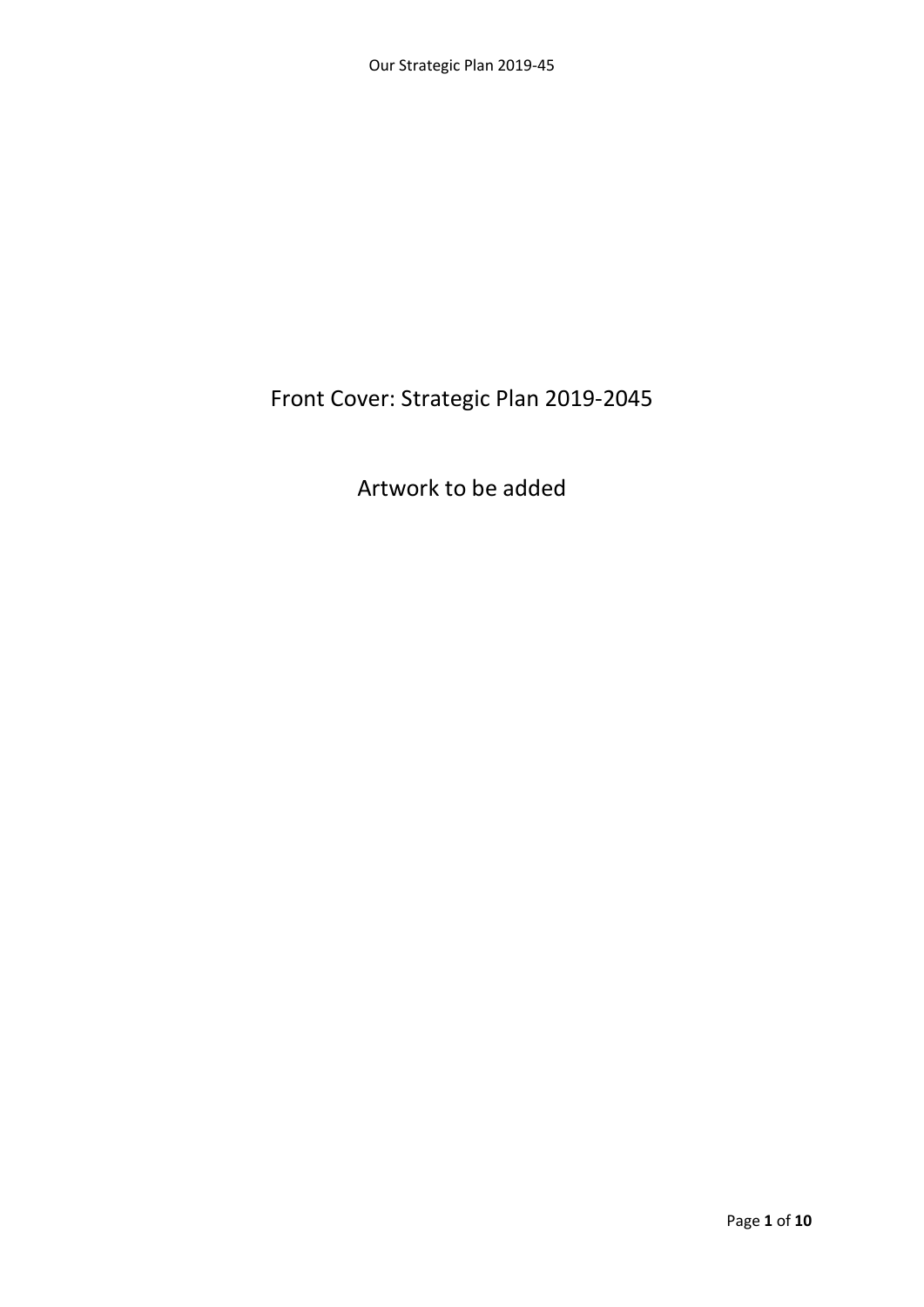Front Cover: Strategic Plan 2019-2045

Artwork to be added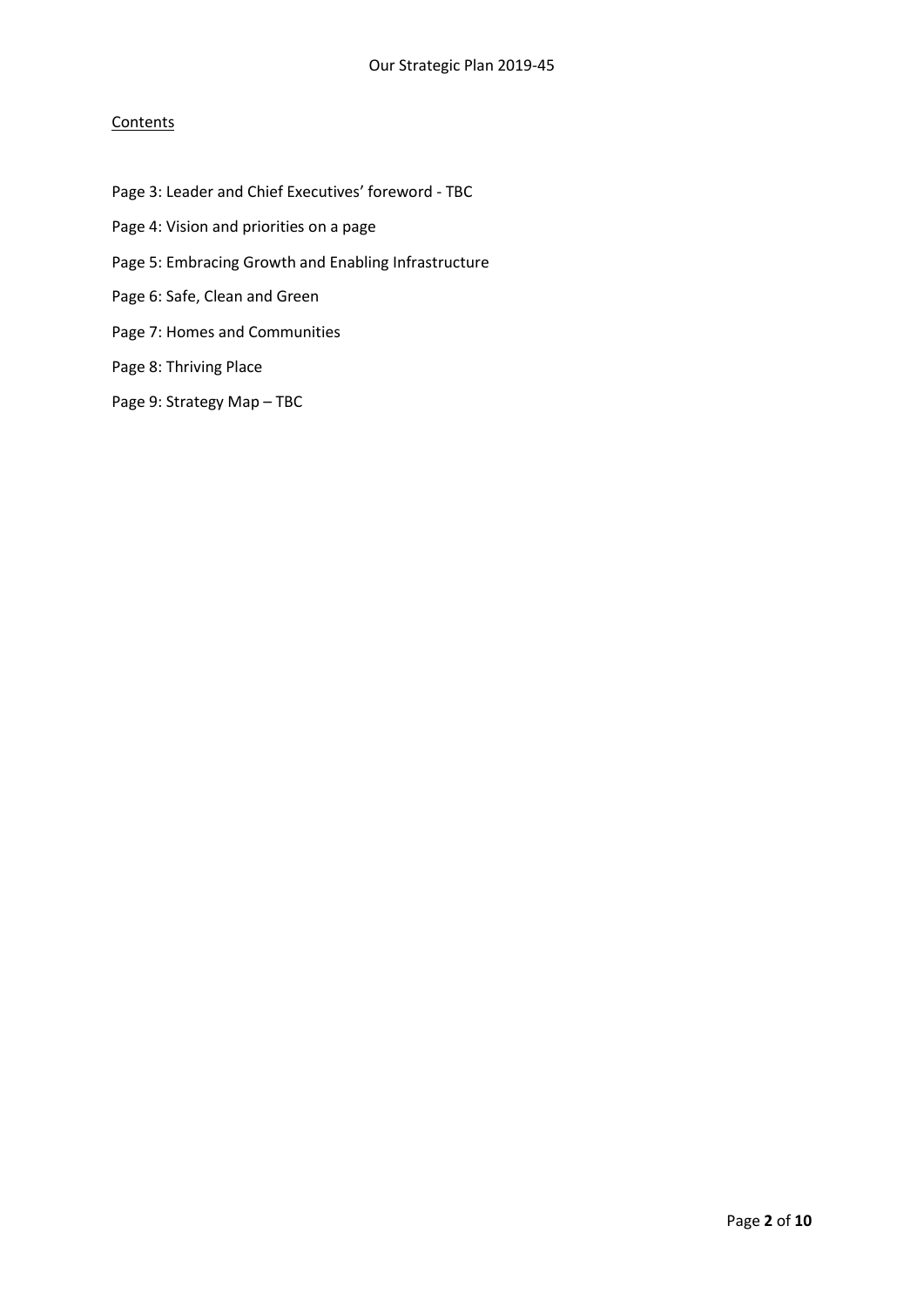## Contents

Page 3: Leader and Chief Executives' foreword - TBC

Page 4: Vision and priorities on a page

Page 5: Embracing Growth and Enabling Infrastructure

Page 6: Safe, Clean and Green

Page 7: Homes and Communities

Page 8: Thriving Place

Page 9: Strategy Map – TBC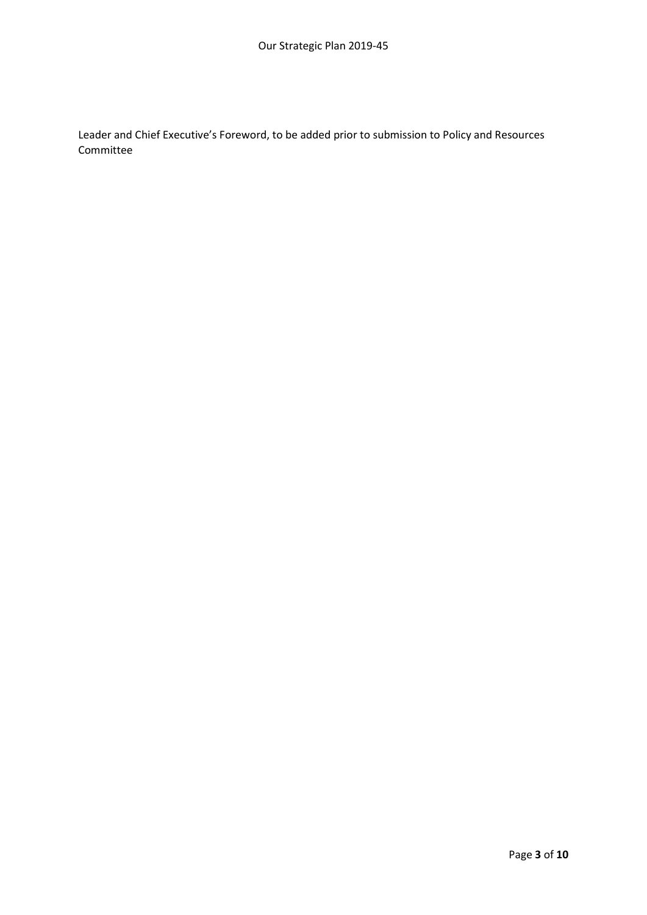Leader and Chief Executive's Foreword, to be added prior to submission to Policy and Resources Committee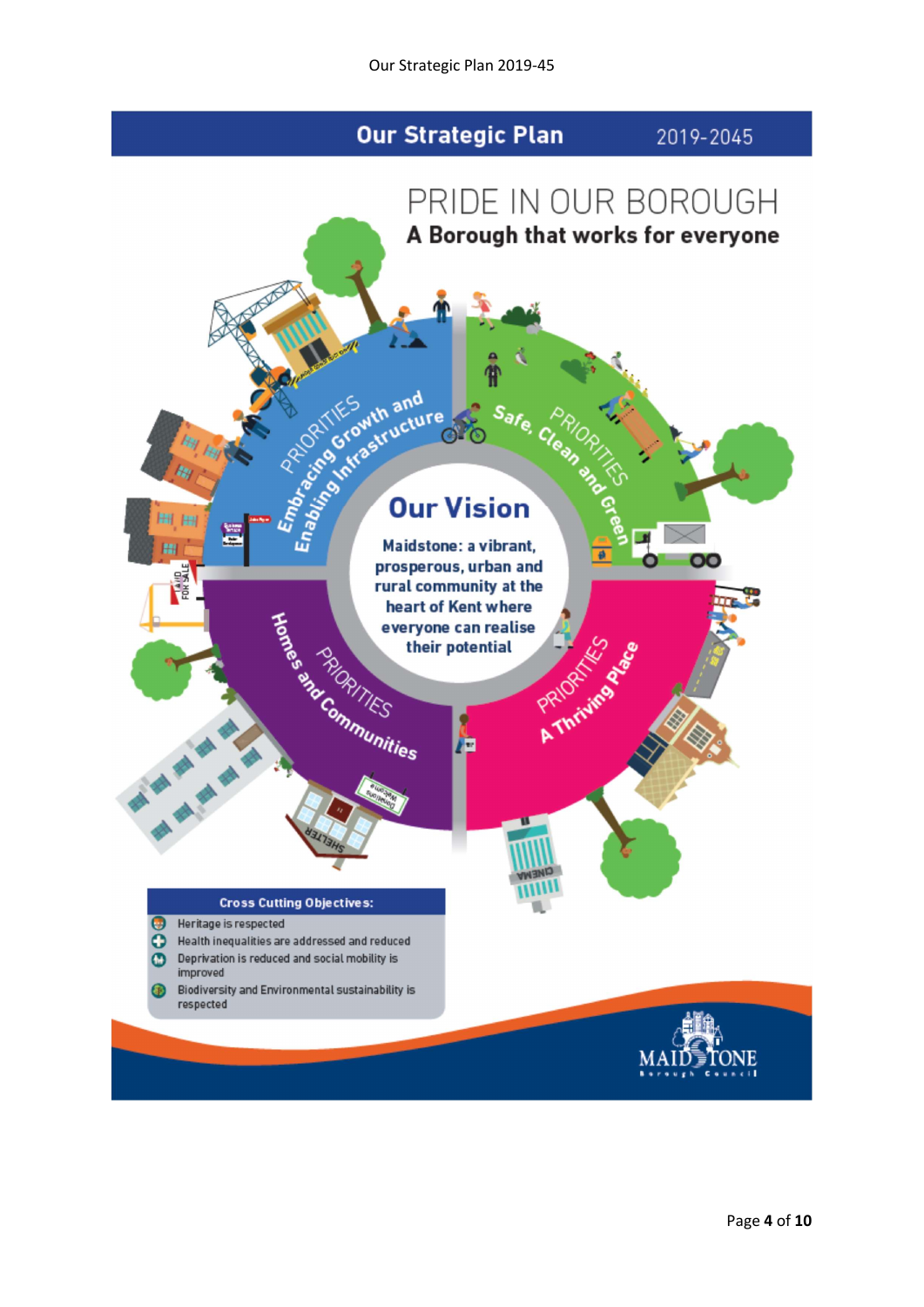# Our Strategic Plan 2019-2045

## PRIDE IN OUR BOROUGH

### A Borough that works for everyone

**Our Vision**

**Maidstone: a vibrant, prosperous, urban and rural community at the heart of Kent where everyone can realise their potential**

PRIORITIES **Embracing Growth and Enabling Infrastructure**

PRIORITIES **Safe, Clean and Green**

PRIORITIES **Homes and Communities**

PRIORITIES **A Thriving Place**

**Cross Cutting Objectives:**

- Heritage is respected
- Health inequalities are addressed and reduced
- Deprivation is reduced and social mobility is improved
- Biodiversity and Environmental sustainability is respected

MAIDSTONE Borough Council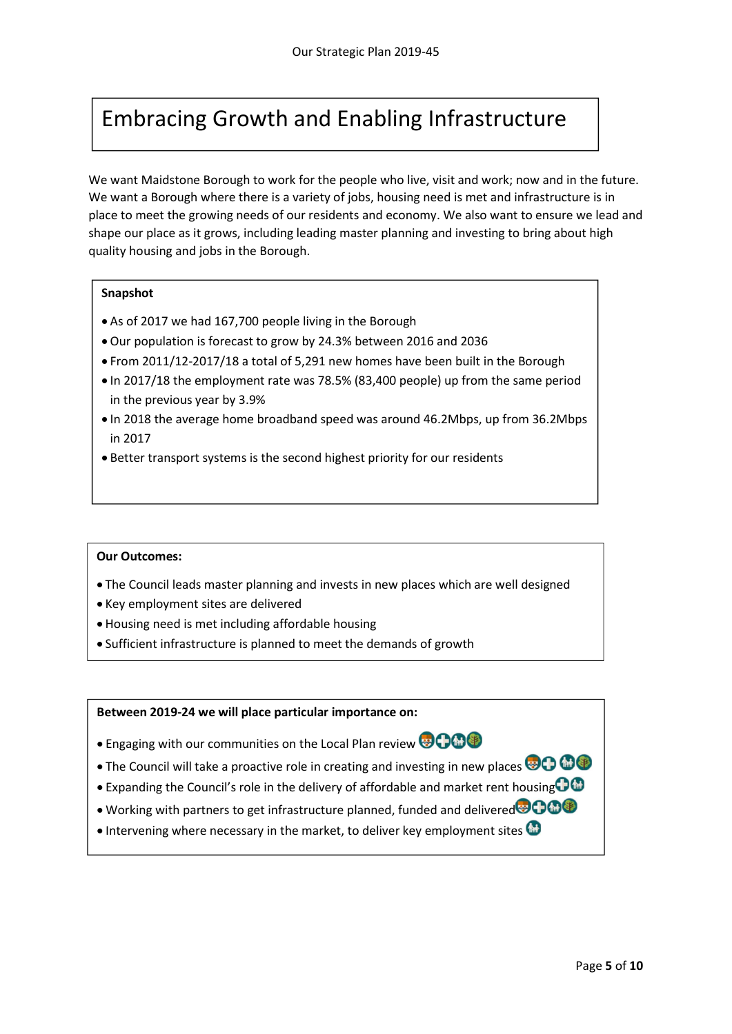# Embracing Growth and Enabling Infrastructure

We want Maidstone Borough to work for the people who live, visit and work; now and in the future. We want a Borough where there is a variety of jobs, housing need is met and infrastructure is in place to meet the growing needs of our residents and economy. We also want to ensure we lead and shape our place as it grows, including leading master planning and investing to bring about high quality housing and jobs in the Borough.

**Snapshot**

- As of 2017 we had 167,700 people living in the Borough
- Our population is forecast to grow by 24.3% between 2016 and 2036
- From 2011/12-2017/18 a total of 5,291 new homes have been built in the Borough
- In 2017/18 the employment rate was 78.5% (83,400 people) up from the same period in the previous year by 3.9%
- In 2018 the average home broadband speed was around 46.2Mbps, up from 36.2Mbps in 2017
- Better transport systems is the second highest priority for our residents

**Our Outcomes:**

- The Council leads master planning and invests in new places which are well designed
- Key employment sites are delivered
- Housing need is met including affordable housing
- Sufficient infrastructure is planned to meet the demands of growth

**Between 2019-24 we will place particular importance on:**

- Engaging with our communities on the Local Plan review
- The Council will take a proactive role in creating and investing in new places
- Expanding the Council's role in the delivery of affordable and market rent housing
- Working with partners to get infrastructure planned, funded and delivered
- Intervening where necessary in the market, to deliver key employment sites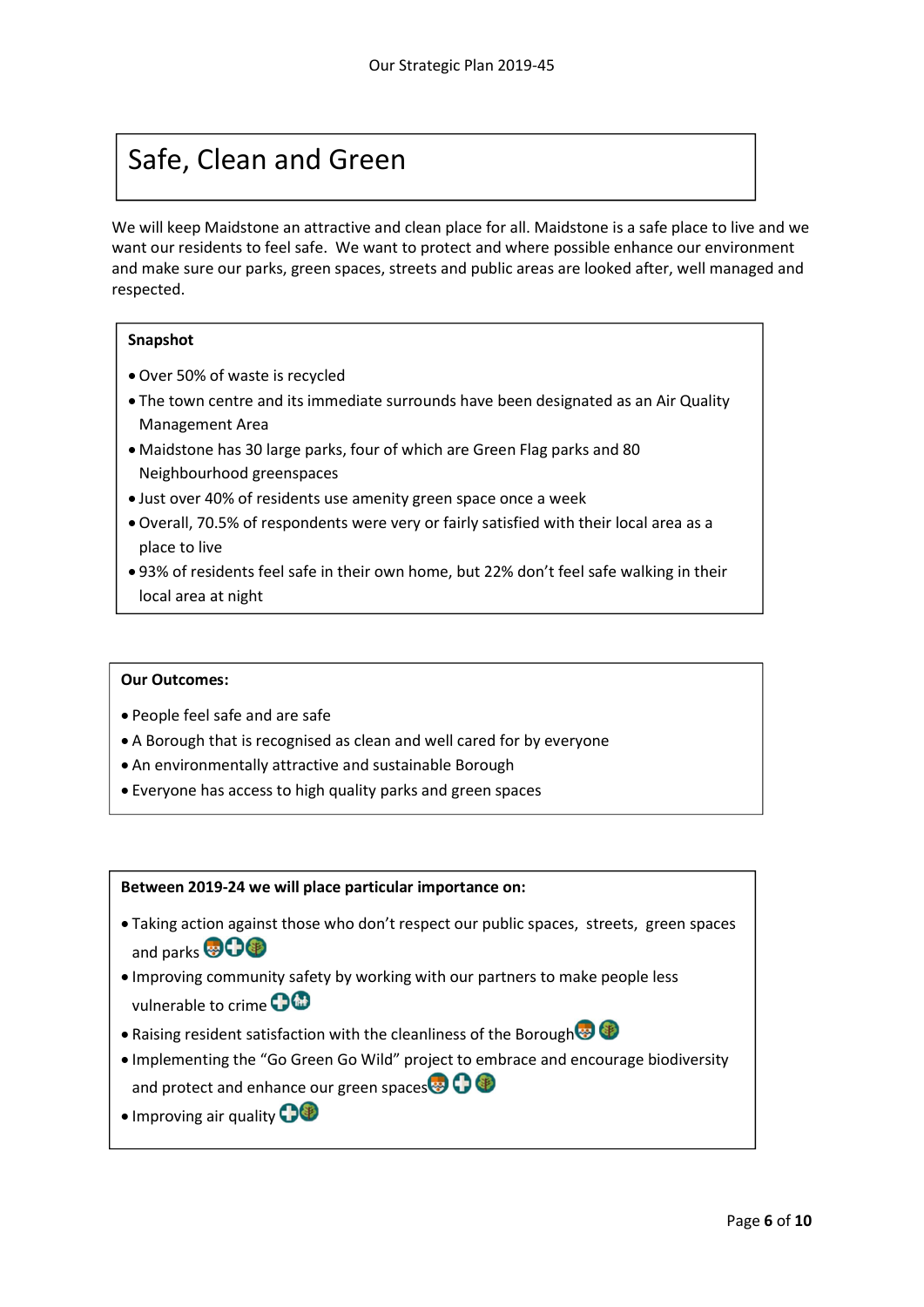# Safe, Clean and Green

We will keep Maidstone an attractive and clean place for all. Maidstone is a safe place to live and we want our residents to feel safe. We want to protect and where possible enhance our environment and make sure our parks, green spaces, streets and public areas are looked after, well managed and respected.

**Snapshot**

- Over 50% of waste is recycled
- The town centre and its immediate surrounds have been designated as an Air Quality Management Area
- Maidstone has 30 large parks, four of which are Green Flag parks and 80 Neighbourhood greenspaces
- Just over 40% of residents use amenity green space once a week
- Overall, 70.5% of respondents were very or fairly satisfied with their local area as a place to live
- 93% of residents feel safe in their own home, but 22% don't feel safe walking in their local area at night

**Our Outcomes:**

- People feel safe and are safe
- A Borough that is recognised as clean and well cared for by everyone
- An environmentally attractive and sustainable Borough
- Everyone has access to high quality parks and green spaces

**Between 2019-24 we will place particular importance on:**

- Taking action against those who don't respect our public spaces, streets, green spaces and parks
- Improving community safety by working with our partners to make people less vulnerable to crime
- Raising resident satisfaction with the cleanliness of the Borough
- Implementing the "Go Green Go Wild" project to embrace and encourage biodiversity and protect and enhance our green spaces
- Improving air quality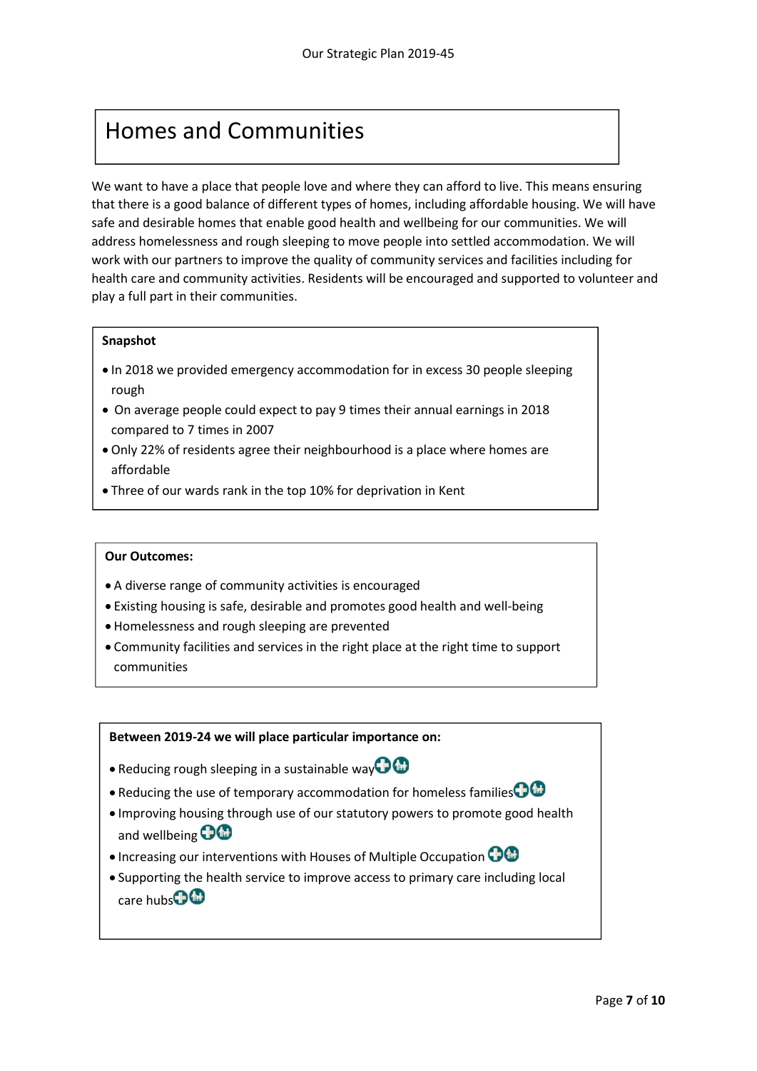# Homes and Communities

We want to have a place that people love and where they can afford to live. This means ensuring that there is a good balance of different types of homes, including affordable housing. We will have safe and desirable homes that enable good health and wellbeing for our communities. We will address homelessness and rough sleeping to move people into settled accommodation. We will work with our partners to improve the quality of community services and facilities including for health care and community activities. Residents will be encouraged and supported to volunteer and play a full part in their communities.

**Snapshot**

- In 2018 we provided emergency accommodation for in excess 30 people sleeping rough
- On average people could expect to pay 9 times their annual earnings in 2018 compared to 7 times in 2007
- Only 22% of residents agree their neighbourhood is a place where homes are affordable
- Three of our wards rank in the top 10% for deprivation in Kent

**Our Outcomes:**

- A diverse range of community activities is encouraged
- Existing housing is safe, desirable and promotes good health and well-being
- Homelessness and rough sleeping are prevented
- Community facilities and services in the right place at the right time to support communities

**Between 2019-24 we will place particular importance on:**

- Reducing rough sleeping in a sustainable way
- Reducing the use of temporary accommodation for homeless families
- Improving housing through use of our statutory powers to promote good health and wellbeing
- Increasing our interventions with Houses of Multiple Occupation
- Supporting the health service to improve access to primary care including local care hubs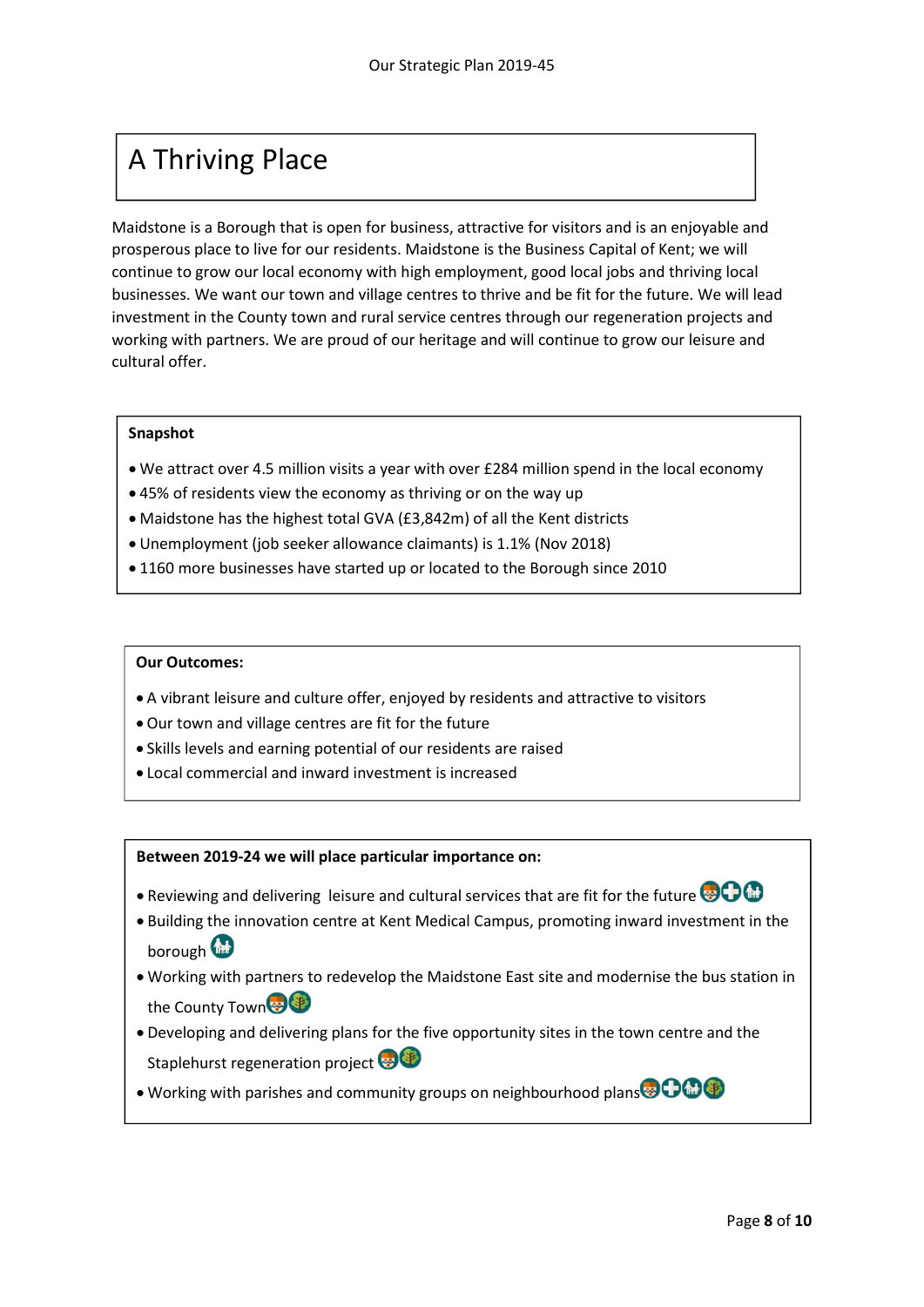# A Thriving Place

Maidstone is a Borough that is open for business, attractive for visitors and is an enjoyable and prosperous place to live for our residents. Maidstone is the Business Capital of Kent; we will continue to grow our local economy with high employment, good local jobs and thriving local businesses. We want our town and village centres to thrive and be fit for the future. We will lead investment in the County town and rural service centres through our regeneration projects and working with partners. We are proud of our heritage and will continue to grow our leisure and cultural offer.

**Snapshot**

- We attract over 4.5 million visits a year with over £284 million spend in the local economy
- 45% of residents view the economy as thriving or on the way up
- Maidstone has the highest total GVA (£3,842m) of all the Kent districts
- Unemployment (job seeker allowance claimants) is 1.1% (Nov 2018)
- 1160 more businesses have started up or located to the Borough since 2010

**Our Outcomes:**

- A vibrant leisure and culture offer, enjoyed by residents and attractive to visitors
- Our town and village centres are fit for the future
- Skills levels and earning potential of our residents are raised
- Local commercial and inward investment is increased

**Between 2019-24 we will place particular importance on:**

- Reviewing and delivering leisure and cultural services that are fit for the future
- Building the innovation centre at Kent Medical Campus, promoting inward investment in the borough
- Working with partners to redevelop the Maidstone East site and modernise the bus station in the County Town
- Developing and delivering plans for the five opportunity sites in the town centre and the Staplehurst regeneration project
- Working with parishes and community groups on neighbourhood plans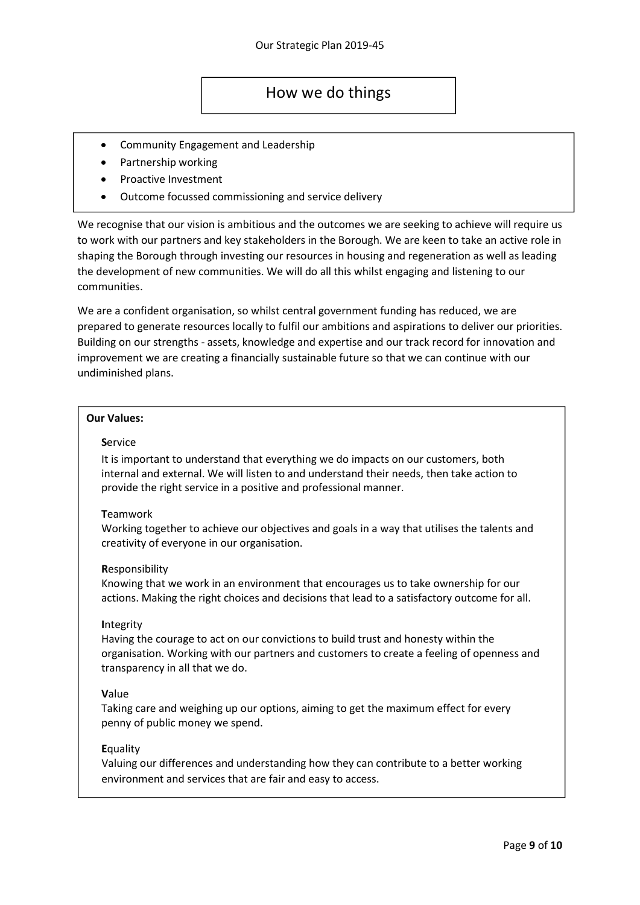## How we do things

- Community Engagement and Leadership
- Partnership working
- Proactive Investment
- Outcome focussed commissioning and service delivery

We recognise that our vision is ambitious and the outcomes we are seeking to achieve will require us to work with our partners and key stakeholders in the Borough. We are keen to take an active role in shaping the Borough through investing our resources in housing and regeneration as well as leading the development of new communities. We will do all this whilst engaging and listening to our communities.

We are a confident organisation, so whilst central government funding has reduced, we are prepared to generate resources locally to fulfil our ambitions and aspirations to deliver our priorities. Building on our strengths - assets, knowledge and expertise and our track record for innovation and improvement we are creating a financially sustainable future so that we can continue with our undiminished plans.

**Our Values:**

**S**ervice

It is important to understand that everything we do impacts on our customers, both internal and external. We will listen to and understand their needs, then take action to provide the right service in a positive and professional manner.

**T**eamwork

Working together to achieve our objectives and goals in a way that utilises the talents and creativity of everyone in our organisation.

**R**esponsibility

Knowing that we work in an environment that encourages us to take ownership for our actions. Making the right choices and decisions that lead to a satisfactory outcome for all.

**I**ntegrity

Having the courage to act on our convictions to build trust and honesty within the organisation. Working with our partners and customers to create a feeling of openness and transparency in all that we do.

**V**alue

Taking care and weighing up our options, aiming to get the maximum effect for every penny of public money we spend.

**E**quality

Valuing our differences and understanding how they can contribute to a better working environment and services that are fair and easy to access.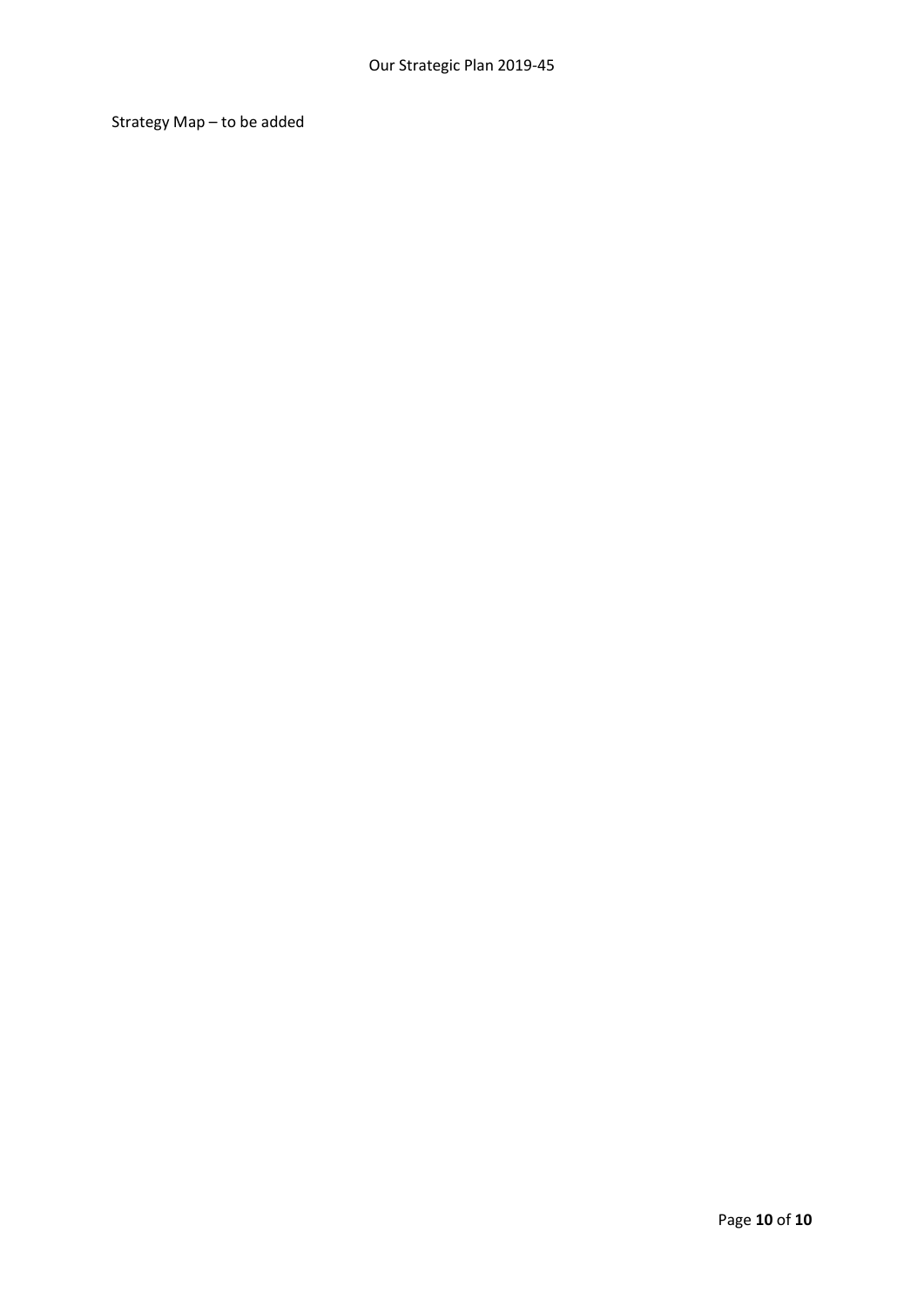Strategy Map – to be added